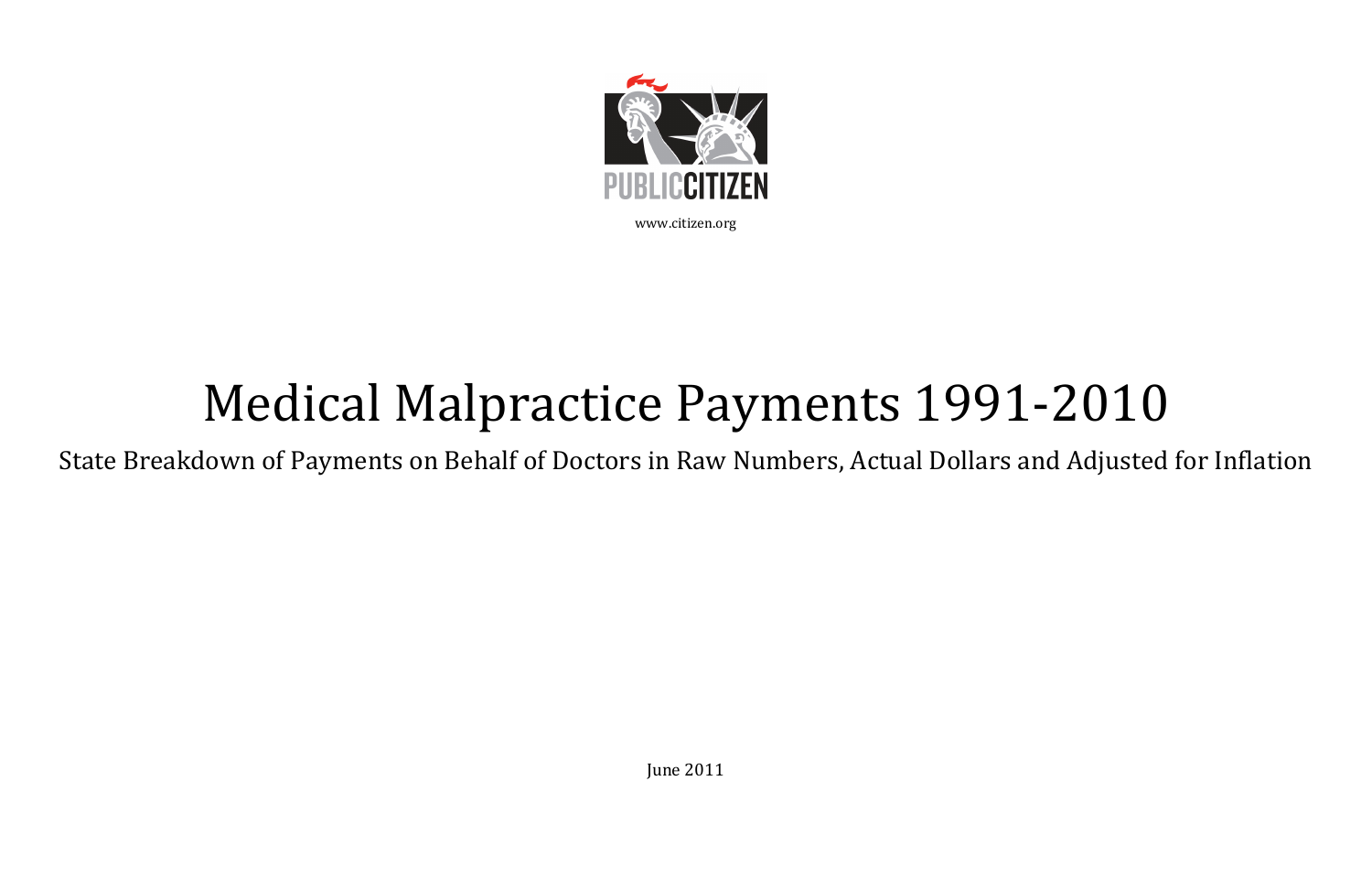PUBLIC CITIZEN

www.citizen.org

# Medical Malpractice Payments 1991-2010

State Breakdown of Payments on Behalf of Doctors in Raw Numbers, Actual Dollars and Adjusted for Inflation

June 2011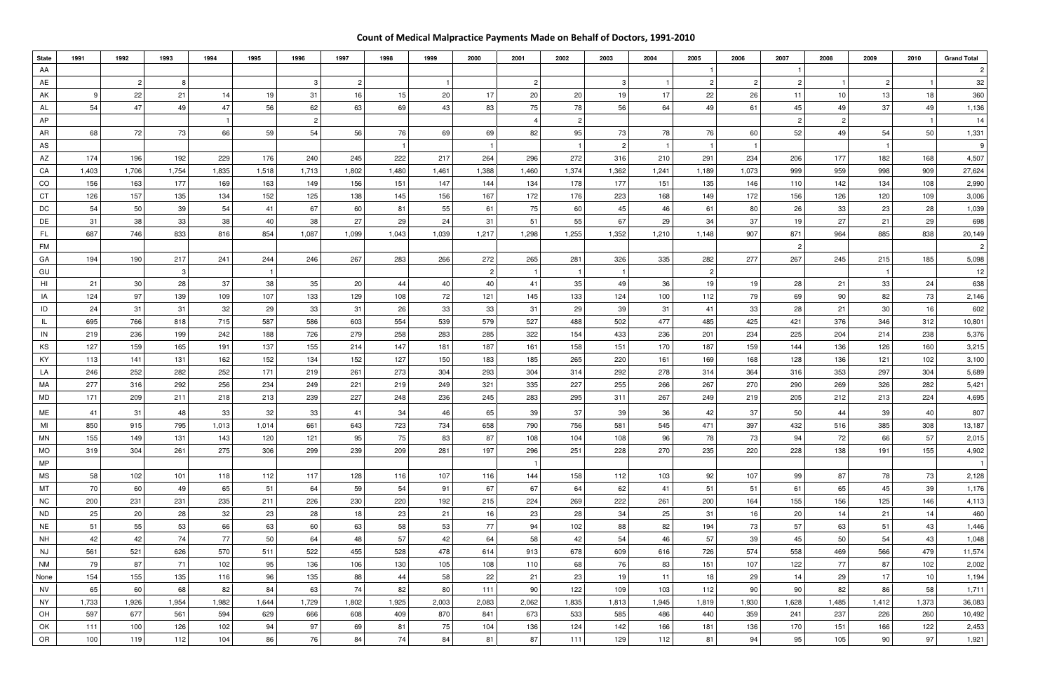# Count of Medical Malpractice Payments Made on Behalf of Doctors, 1991-2010

| State | 1991 | 1992 | 1993 | 1994 | 1995 | 1996 | 1997 | 1998 | 1999 | 2000 | 2001 | 2002 | 2003 | 2004 | 2005 | 2006 | 2007 | 2008 | 2009 | 2010 | Grand Total |
|---|---|---|---|---|---|---|---|---|---|---|---|---|---|---|---|---|---|---|---|---|---|
| AA | | | | | | | | | | | | | | | 1 | | 1 | | | | 2 |
| AE | | 2 | 8 | | | 3 | 2 | | 1 | | 2 | | 3 | 1 | 2 | 2 | 2 | 1 | 2 | 1 | 32 |
| AK | 9 | 22 | 21 | 14 | 19 | 31 | 16 | 15 | 20 | 17 | 20 | 20 | 19 | 17 | 22 | 26 | 11 | 10 | 13 | 18 | 360 |
| AL | 54 | 47 | 49 | 47 | 56 | 62 | 63 | 69 | 43 | 83 | 75 | 78 | 56 | 64 | 49 | 61 | 45 | 49 | 37 | 49 | 1,136 |
| AP | | | | 1 | | 2 | | | | | 4 | 2 | | | | | 2 | 2 | | 1 | 14 |
| AR | 68 | 72 | 73 | 66 | 59 | 54 | 56 | 76 | 69 | 69 | 82 | 95 | 73 | 78 | 76 | 60 | 52 | 49 | 54 | 50 | 1,331 |
| AS | | | | | | | | 1 | | 1 | | 1 | 2 | 1 | 1 | 1 | | | 1 | | 9 |
| AZ | 174 | 196 | 192 | 229 | 176 | 240 | 245 | 222 | 217 | 264 | 296 | 272 | 316 | 210 | 291 | 234 | 206 | 177 | 182 | 168 | 4,507 |
| CA | 1,403 | 1,706 | 1,754 | 1,835 | 1,518 | 1,713 | 1,802 | 1,480 | 1,461 | 1,388 | 1,460 | 1,374 | 1,362 | 1,241 | 1,189 | 1,073 | 999 | 959 | 998 | 909 | 27,624 |
| CO | 156 | 163 | 177 | 169 | 163 | 149 | 156 | 151 | 147 | 144 | 134 | 178 | 177 | 151 | 135 | 146 | 110 | 142 | 134 | 108 | 2,990 |
| CT | 126 | 157 | 135 | 134 | 152 | 125 | 138 | 145 | 156 | 167 | 172 | 176 | 223 | 168 | 149 | 172 | 156 | 126 | 120 | 109 | 3,006 |
| DC | 54 | 50 | 39 | 54 | 41 | 67 | 60 | 81 | 55 | 61 | 75 | 60 | 45 | 46 | 61 | 80 | 26 | 33 | 23 | 28 | 1,039 |
| DE | 31 | 38 | 33 | 38 | 40 | 38 | 27 | 29 | 24 | 31 | 51 | 55 | 67 | 29 | 34 | 37 | 19 | 27 | 21 | 29 | 698 |
| FL | 687 | 746 | 833 | 816 | 854 | 1,087 | 1,099 | 1,043 | 1,039 | 1,217 | 1,298 | 1,255 | 1,352 | 1,210 | 1,148 | 907 | 871 | 964 | 885 | 838 | 20,149 |
| FM | | | | | | | | | | | | | | | | | 2 | | | | 2 |
| GA | 194 | 190 | 217 | 241 | 244 | 246 | 267 | 283 | 266 | 272 | 265 | 281 | 326 | 335 | 282 | 277 | 267 | 245 | 215 | 185 | 5,098 |
| GU | | | 3 | | 1 | | | | | 2 | 1 | 1 | 1 | | 2 | | | | 1 | | 12 |
| HI | 21 | 30 | 28 | 37 | 38 | 35 | 20 | 44 | 40 | 40 | 41 | 35 | 49 | 36 | 19 | 19 | 28 | 21 | 33 | 24 | 638 |
| IA | 124 | 97 | 139 | 109 | 107 | 133 | 129 | 108 | 72 | 121 | 145 | 133 | 124 | 100 | 112 | 79 | 69 | 90 | 82 | 73 | 2,146 |
| ID | 24 | 31 | 31 | 32 | 29 | 33 | 31 | 26 | 33 | 33 | 31 | 29 | 39 | 31 | 41 | 33 | 28 | 21 | 30 | 16 | 602 |
| IL | 695 | 766 | 818 | 715 | 587 | 586 | 603 | 554 | 539 | 579 | 527 | 488 | 502 | 477 | 485 | 425 | 421 | 376 | 346 | 312 | 10,801 |
| IN | 219 | 236 | 199 | 242 | 188 | 726 | 279 | 258 | 283 | 285 | 322 | 154 | 433 | 236 | 201 | 234 | 225 | 204 | 214 | 238 | 5,376 |
| KS | 127 | 159 | 165 | 191 | 137 | 155 | 214 | 147 | 181 | 187 | 161 | 158 | 151 | 170 | 187 | 159 | 144 | 136 | 126 | 160 | 3,215 |
| KY | 113 | 141 | 131 | 162 | 152 | 134 | 152 | 127 | 150 | 183 | 185 | 265 | 220 | 161 | 169 | 168 | 128 | 136 | 121 | 102 | 3,100 |
| LA | 246 | 252 | 282 | 252 | 171 | 219 | 261 | 273 | 304 | 293 | 304 | 314 | 292 | 278 | 314 | 364 | 316 | 353 | 297 | 304 | 5,689 |
| MA | 277 | 316 | 292 | 256 | 234 | 249 | 221 | 219 | 249 | 321 | 335 | 227 | 255 | 266 | 267 | 270 | 290 | 269 | 326 | 282 | 5,421 |
| MD | 171 | 209 | 211 | 218 | 213 | 239 | 227 | 248 | 236 | 245 | 283 | 295 | 311 | 267 | 249 | 219 | 205 | 212 | 213 | 224 | 4,695 |
| ME | 41 | 31 | 48 | 33 | 32 | 33 | 41 | 34 | 46 | 65 | 39 | 37 | 39 | 36 | 42 | 37 | 50 | 44 | 39 | 40 | 807 |
| MI | 850 | 915 | 795 | 1,013 | 1,014 | 661 | 643 | 723 | 734 | 658 | 790 | 756 | 581 | 545 | 471 | 397 | 432 | 516 | 385 | 308 | 13,187 |
| MN | 155 | 149 | 131 | 143 | 120 | 121 | 95 | 75 | 83 | 87 | 108 | 104 | 108 | 96 | 78 | 73 | 94 | 72 | 66 | 57 | 2,015 |
| MO | 319 | 304 | 261 | 275 | 306 | 299 | 239 | 209 | 281 | 197 | 296 | 251 | 228 | 270 | 235 | 220 | 228 | 138 | 191 | 155 | 4,902 |
| MP | | | | | | | | | | | 1 | | | | | | | | | | 1 |
| MS | 58 | 102 | 101 | 118 | 112 | 117 | 128 | 116 | 107 | 116 | 144 | 158 | 112 | 103 | 92 | 107 | 99 | 87 | 78 | 73 | 2,128 |
| MT | 70 | 60 | 49 | 65 | 51 | 64 | 59 | 54 | 91 | 67 | 67 | 64 | 62 | 41 | 51 | 51 | 61 | 65 | 45 | 39 | 1,176 |
| NC | 200 | 231 | 231 | 235 | 211 | 226 | 230 | 220 | 192 | 215 | 224 | 269 | 222 | 261 | 200 | 164 | 155 | 156 | 125 | 146 | 4,113 |
| ND | 25 | 20 | 28 | 32 | 23 | 28 | 18 | 23 | 21 | 16 | 23 | 28 | 34 | 25 | 31 | 16 | 20 | 14 | 21 | 14 | 460 |
| NE | 51 | 55 | 53 | 66 | 63 | 60 | 63 | 58 | 53 | 77 | 94 | 102 | 88 | 82 | 194 | 73 | 57 | 63 | 51 | 43 | 1,446 |
| NH | 42 | 42 | 74 | 77 | 50 | 64 | 48 | 57 | 42 | 64 | 58 | 42 | 54 | 46 | 57 | 39 | 45 | 50 | 54 | 43 | 1,048 |
| NJ | 561 | 521 | 626 | 570 | 511 | 522 | 455 | 528 | 478 | 614 | 913 | 678 | 609 | 616 | 726 | 574 | 558 | 469 | 566 | 479 | 11,574 |
| NM | 79 | 87 | 71 | 102 | 95 | 136 | 106 | 130 | 105 | 108 | 110 | 68 | 76 | 83 | 151 | 107 | 122 | 77 | 87 | 102 | 2,002 |
| None | 154 | 155 | 135 | 116 | 96 | 135 | 88 | 44 | 58 | 22 | 21 | 23 | 19 | 11 | 18 | 29 | 14 | 29 | 17 | 10 | 1,194 |
| NV | 65 | 60 | 68 | 82 | 84 | 63 | 74 | 82 | 80 | 111 | 90 | 122 | 109 | 103 | 112 | 90 | 90 | 82 | 86 | 58 | 1,711 |
| NY | 1,733 | 1,926 | 1,954 | 1,982 | 1,644 | 1,729 | 1,802 | 1,925 | 2,003 | 2,083 | 2,062 | 1,835 | 1,813 | 1,945 | 1,819 | 1,930 | 1,628 | 1,485 | 1,412 | 1,373 | 36,083 |
| OH | 597 | 677 | 561 | 594 | 629 | 666 | 608 | 409 | 870 | 841 | 673 | 533 | 585 | 486 | 440 | 359 | 241 | 237 | 226 | 260 | 10,492 |
| OK | 111 | 100 | 126 | 102 | 94 | 97 | 69 | 81 | 75 | 104 | 136 | 124 | 142 | 166 | 181 | 136 | 170 | 151 | 166 | 122 | 2,453 |
| OR | 100 | 119 | 112 | 104 | 86 | 76 | 84 | 74 | 84 | 81 | 87 | 111 | 129 | 112 | 81 | 94 | 95 | 105 | 90 | 97 | 1,921 |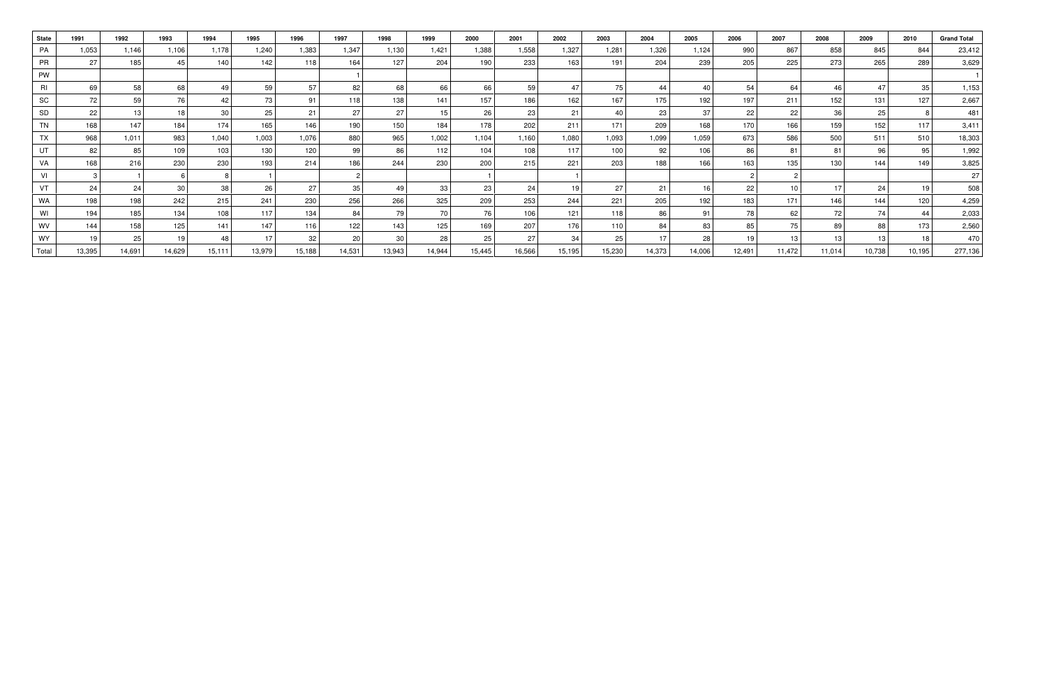| State | 1991 | 1992 | 1993 | 1994 | 1995 | 1996 | 1997 | 1998 | 1999 | 2000 | 2001 | 2002 | 2003 | 2004 | 2005 | 2006 | 2007 | 2008 | 2009 | 2010 | Grand Total |
|---|---|---|---|---|---|---|---|---|---|---|---|---|---|---|---|---|---|---|---|---|---|
| PA | 1,053 | 1,146 | 1,106 | 1,178 | 1,240 | 1,383 | 1,347 | 1,130 | 1,421 | 1,388 | 1,558 | 1,327 | 1,281 | 1,326 | 1,124 | 990 | 867 | 858 | 845 | 844 | 23,412 |
| PR | 27 | 185 | 45 | 140 | 142 | 118 | 164 | 127 | 204 | 190 | 233 | 163 | 191 | 204 | 239 | 205 | 225 | 273 | 265 | 289 | 3,629 |
| PW | | | | | | | 1 | | | | | | | | | | | | | | 1 |
| RI | 69 | 58 | 68 | 49 | 59 | 57 | 82 | 68 | 66 | 66 | 59 | 47 | 75 | 44 | 40 | 54 | 64 | 46 | 47 | 35 | 1,153 |
| SC | 72 | 59 | 76 | 42 | 73 | 91 | 118 | 138 | 141 | 157 | 186 | 162 | 167 | 175 | 192 | 197 | 211 | 152 | 131 | 127 | 2,667 |
| SD | 22 | 13 | 18 | 30 | 25 | 21 | 27 | 27 | 15 | 26 | 23 | 21 | 40 | 23 | 37 | 22 | 22 | 36 | 25 | 8 | 481 |
| TN | 168 | 147 | 184 | 174 | 165 | 146 | 190 | 150 | 184 | 178 | 202 | 211 | 171 | 209 | 168 | 170 | 166 | 159 | 152 | 117 | 3,411 |
| TX | 968 | 1,011 | 983 | 1,040 | 1,003 | 1,076 | 880 | 965 | 1,002 | 1,104 | 1,160 | 1,080 | 1,093 | 1,099 | 1,059 | 673 | 586 | 500 | 511 | 510 | 18,303 |
| UT | 82 | 85 | 109 | 103 | 130 | 120 | 99 | 86 | 112 | 104 | 108 | 117 | 100 | 92 | 106 | 86 | 81 | 81 | 96 | 95 | 1,992 |
| VA | 168 | 216 | 230 | 230 | 193 | 214 | 186 | 244 | 230 | 200 | 215 | 221 | 203 | 188 | 166 | 163 | 135 | 130 | 144 | 149 | 3,825 |
| VI | 3 | 1 | 6 | 8 | 1 | | 2 | | | 1 | | 1 | | | | 2 | 2 | | | | 27 |
| VT | 24 | 24 | 30 | 38 | 26 | 27 | 35 | 49 | 33 | 23 | 24 | 19 | 27 | 21 | 16 | 22 | 10 | 17 | 24 | 19 | 508 |
| WA | 198 | 198 | 242 | 215 | 241 | 230 | 256 | 266 | 325 | 209 | 253 | 244 | 221 | 205 | 192 | 183 | 171 | 146 | 144 | 120 | 4,259 |
| WI | 194 | 185 | 134 | 108 | 117 | 134 | 84 | 79 | 70 | 76 | 106 | 121 | 118 | 86 | 91 | 78 | 62 | 72 | 74 | 44 | 2,033 |
| WV | 144 | 158 | 125 | 141 | 147 | 116 | 122 | 143 | 125 | 169 | 207 | 176 | 110 | 84 | 83 | 85 | 75 | 89 | 88 | 173 | 2,560 |
| WY | 19 | 25 | 19 | 48 | 17 | 32 | 20 | 30 | 28 | 25 | 27 | 34 | 25 | 17 | 28 | 19 | 13 | 13 | 13 | 18 | 470 |
| Total | 13,395 | 14,691 | 14,629 | 15,111 | 13,979 | 15,188 | 14,531 | 13,943 | 14,944 | 15,445 | 16,566 | 15,195 | 15,230 | 14,373 | 14,006 | 12,491 | 11,472 | 11,014 | 10,738 | 10,195 | 277,136 |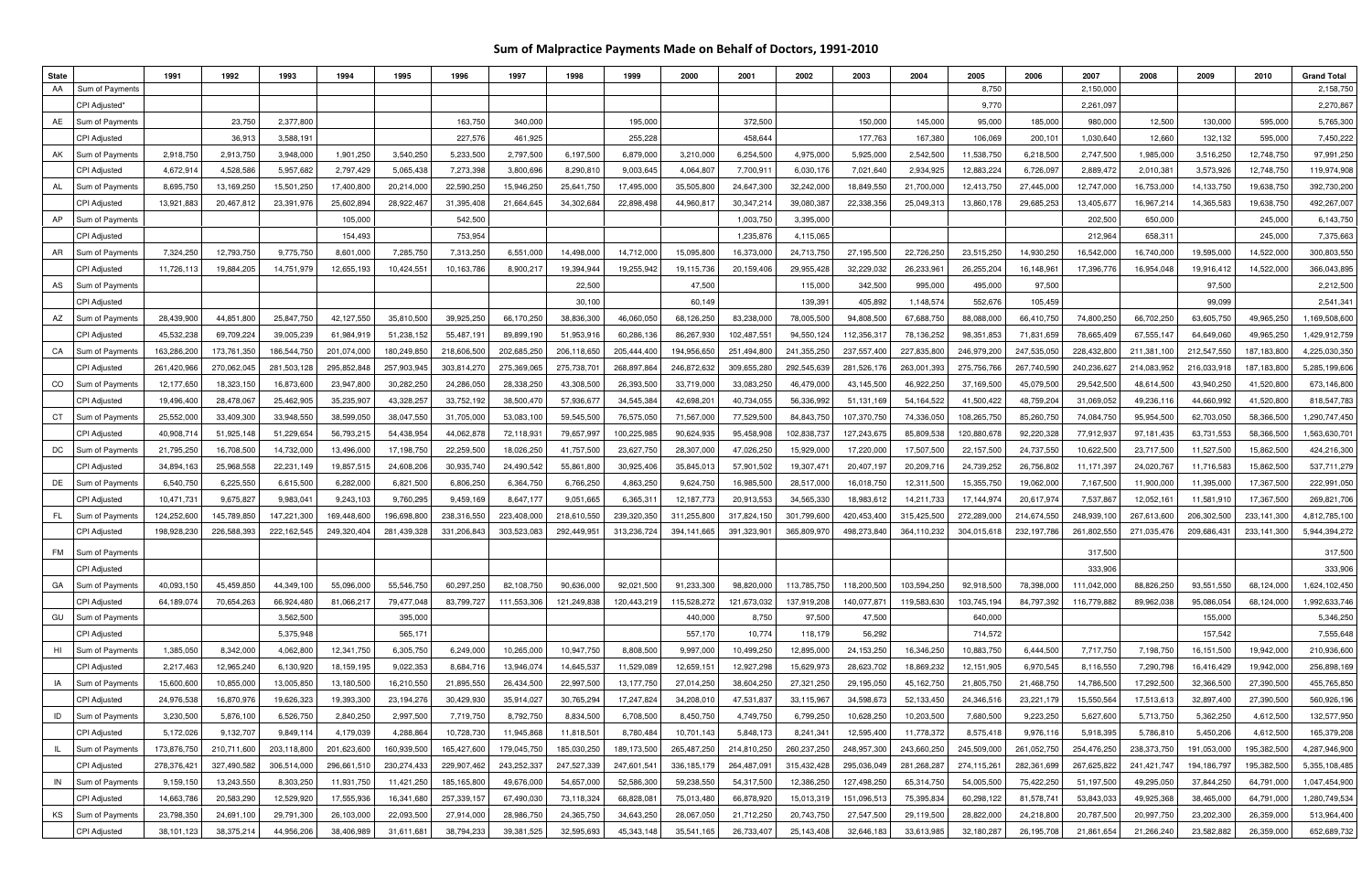# Sum of Malpractice Payments Made on Behalf of Doctors, 1991-2010

| State | | 1991 | 1992 | 1993 | 1994 | 1995 | 1996 | 1997 | 1998 | 1999 | 2000 | 2001 | 2002 | 2003 | 2004 | 2005 | 2006 | 2007 | 2008 | 2009 | 2010 | Grand Total |
|---|---|---|---|---|---|---|---|---|---|---|---|---|---|---|---|---|---|---|---|---|---|---|
| AA | Sum of Payments | | | | | | | | | | | | | | | 8,750 | | 2,150,000 | | | | 2,158,750 |
| | CPI Adjusted* | | | | | | | | | | | | | | | 9,770 | | 2,261,097 | | | | 2,270,867 |
| AE | Sum of Payments | | 23,750 | 2,377,800 | | | 163,750 | 340,000 | | 195,000 | | 372,500 | | 150,000 | 145,000 | 95,000 | 185,000 | 980,000 | 12,500 | 130,000 | 595,000 | 5,765,300 |
| | CPI Adjusted | | 36,913 | 3,588,191 | | | 227,576 | 461,925 | | 255,228 | | 458,644 | | 177,763 | 167,380 | 106,069 | 200,101 | 1,030,640 | 12,660 | 132,132 | 595,000 | 7,450,222 |
| AK | Sum of Payments | 2,918,750 | 2,913,750 | 3,948,000 | 1,901,250 | 3,540,250 | 5,233,500 | 2,797,500 | 6,197,500 | 6,879,000 | 3,210,000 | 6,254,500 | 4,975,000 | 5,925,000 | 2,542,500 | 11,538,750 | 6,218,500 | 2,747,500 | 1,985,000 | 3,516,250 | 12,748,750 | 97,991,250 |
| | CPI Adjusted | 4,672,914 | 4,528,586 | 5,957,682 | 2,797,429 | 5,065,438 | 7,273,398 | 3,800,696 | 8,290,810 | 9,003,645 | 4,064,807 | 7,700,911 | 6,030,176 | 7,021,640 | 2,934,925 | 12,883,224 | 6,726,097 | 2,889,472 | 2,010,381 | 3,573,926 | 12,748,750 | 119,974,908 |
| AL | Sum of Payments | 8,695,750 | 13,169,250 | 15,501,250 | 17,400,800 | 20,214,000 | 22,590,250 | 15,946,250 | 25,641,750 | 17,495,000 | 35,505,800 | 24,647,300 | 32,242,000 | 18,849,550 | 21,700,000 | 12,413,750 | 27,445,000 | 12,747,000 | 16,753,000 | 14,133,750 | 19,638,750 | 392,730,200 |
| | CPI Adjusted | 13,921,883 | 20,467,812 | 23,391,976 | 25,602,894 | 28,922,467 | 31,395,408 | 21,664,645 | 34,302,684 | 22,898,498 | 44,960,817 | 30,347,214 | 39,080,387 | 22,338,356 | 25,049,313 | 13,860,178 | 29,685,253 | 13,405,677 | 16,967,214 | 14,365,583 | 19,638,750 | 492,267,007 |
| AP | Sum of Payments | | | | 105,000 | | 542,500 | | | | | 1,003,750 | 3,395,000 | | | | | 202,500 | 650,000 | | 245,000 | 6,143,750 |
| | CPI Adjusted | | | | 154,493 | | 753,954 | | | | | 1,235,876 | 4,115,065 | | | | | 212,964 | 658,311 | | 245,000 | 7,375,663 |
| AR | Sum of Payments | 7,324,250 | 12,793,750 | 9,775,750 | 8,601,000 | 7,285,750 | 7,313,250 | 6,551,000 | 14,498,000 | 14,712,000 | 15,095,800 | 16,373,000 | 24,713,750 | 27,195,500 | 22,726,250 | 23,515,250 | 14,930,250 | 16,542,000 | 16,740,000 | 19,595,000 | 14,522,000 | 300,803,550 |
| | CPI Adjusted | 11,726,113 | 19,884,205 | 14,751,979 | 12,655,193 | 10,424,551 | 10,163,786 | 8,900,217 | 19,394,944 | 19,255,942 | 19,115,736 | 20,159,406 | 29,955,428 | 32,229,032 | 26,233,961 | 26,255,204 | 16,148,961 | 17,396,776 | 16,954,048 | 19,916,412 | 14,522,000 | 366,043,895 |
| AS | Sum of Payments | | | | | | | | 22,500 | | 47,500 | | 115,000 | 342,500 | 995,000 | 495,000 | 97,500 | | | 97,500 | | 2,212,500 |
| | CPI Adjusted | | | | | | | | 30,100 | | 60,149 | | 139,391 | 405,892 | 1,148,574 | 552,676 | 105,459 | | | 99,099 | | 2,541,341 |
| AZ | Sum of Payments | 28,439,900 | 44,851,800 | 25,847,750 | 42,127,550 | 35,810,500 | 39,925,250 | 66,170,250 | 38,836,300 | 46,060,050 | 68,126,250 | 83,238,000 | 78,005,500 | 94,808,500 | 67,688,750 | 88,088,000 | 66,410,750 | 74,800,250 | 66,702,250 | 63,605,750 | 49,965,250 | 1,169,508,600 |
| | CPI Adjusted | 45,532,238 | 69,709,224 | 39,005,239 | 61,984,919 | 51,238,152 | 55,487,191 | 89,899,190 | 51,953,916 | 60,286,136 | 86,267,930 | 102,487,551 | 94,550,124 | 112,356,317 | 78,136,252 | 98,351,853 | 71,831,659 | 78,665,409 | 67,555,147 | 64,649,060 | 49,965,250 | 1,429,912,759 |
| CA | Sum of Payments | 163,286,200 | 173,761,350 | 186,544,750 | 201,074,000 | 180,249,850 | 218,606,500 | 202,685,250 | 206,118,650 | 205,444,400 | 194,956,650 | 251,494,800 | 241,355,250 | 237,557,400 | 227,835,800 | 246,979,200 | 247,535,050 | 228,432,800 | 211,381,100 | 212,547,550 | 187,183,800 | 4,225,030,350 |
| | CPI Adjusted | 261,420,966 | 270,062,045 | 281,503,128 | 295,852,848 | 257,903,945 | 303,814,270 | 275,369,065 | 275,738,701 | 268,897,864 | 246,872,632 | 309,655,280 | 292,545,639 | 281,526,176 | 263,001,393 | 275,756,766 | 267,740,590 | 240,236,627 | 214,083,952 | 216,033,918 | 187,183,800 | 5,285,199,606 |
| CO | Sum of Payments | 12,177,650 | 18,323,150 | 16,873,600 | 23,947,800 | 30,282,250 | 24,286,050 | 28,338,250 | 43,308,500 | 26,393,500 | 33,719,000 | 33,083,250 | 46,479,000 | 43,145,500 | 46,922,250 | 37,169,500 | 45,079,500 | 29,542,500 | 48,614,500 | 43,940,250 | 41,520,800 | 673,146,800 |
| | CPI Adjusted | 19,496,400 | 28,478,067 | 25,462,905 | 35,235,907 | 43,328,257 | 33,752,192 | 38,500,470 | 57,936,677 | 34,545,384 | 42,698,201 | 40,734,055 | 56,336,992 | 51,131,169 | 54,164,522 | 41,500,422 | 48,759,204 | 31,069,052 | 49,236,116 | 44,660,992 | 41,520,800 | 818,547,783 |
| CT | Sum of Payments | 25,552,000 | 33,409,300 | 33,948,550 | 38,599,050 | 38,047,550 | 31,705,000 | 53,083,100 | 59,545,500 | 76,575,050 | 71,567,000 | 77,529,500 | 84,843,750 | 107,370,750 | 74,336,050 | 108,265,750 | 85,260,750 | 74,084,750 | 95,954,500 | 62,703,050 | 58,366,500 | 1,290,747,450 |
| | CPI Adjusted | 40,908,714 | 51,925,148 | 51,229,654 | 56,793,215 | 54,438,954 | 44,062,878 | 72,118,931 | 79,657,997 | 100,225,985 | 90,624,935 | 95,458,908 | 102,838,737 | 127,243,675 | 85,809,538 | 120,880,678 | 92,220,328 | 77,912,937 | 97,181,435 | 63,731,553 | 58,366,500 | 1,563,630,701 |
| DC | Sum of Payments | 21,795,250 | 16,708,500 | 14,732,000 | 13,496,000 | 17,198,750 | 22,259,500 | 18,026,250 | 41,757,500 | 23,627,750 | 28,307,000 | 47,026,250 | 15,929,000 | 17,220,000 | 17,507,500 | 22,157,500 | 24,737,550 | 10,622,500 | 23,717,500 | 11,527,500 | 15,862,500 | 424,216,300 |
| | CPI Adjusted | 34,894,163 | 25,968,558 | 22,231,149 | 19,857,515 | 24,608,206 | 30,935,740 | 24,490,542 | 55,861,800 | 30,925,406 | 35,845,013 | 57,901,502 | 19,307,471 | 20,407,197 | 20,209,716 | 24,739,252 | 26,756,802 | 11,171,397 | 24,020,767 | 11,716,583 | 15,862,500 | 537,711,279 |
| DE | Sum of Payments | 6,540,750 | 6,225,550 | 6,615,500 | 6,282,000 | 6,821,500 | 6,806,250 | 6,364,750 | 6,766,250 | 4,863,250 | 9,624,750 | 16,985,500 | 28,517,000 | 16,018,750 | 12,311,500 | 15,355,750 | 19,062,000 | 7,167,500 | 11,900,000 | 11,395,000 | 17,367,500 | 222,991,050 |
| | CPI Adjusted | 10,471,731 | 9,675,827 | 9,983,041 | 9,243,103 | 9,760,295 | 9,459,169 | 8,647,177 | 9,051,665 | 6,365,311 | 12,187,773 | 20,913,553 | 34,565,330 | 18,983,612 | 14,211,733 | 17,144,974 | 20,617,974 | 7,537,867 | 12,052,161 | 11,581,910 | 17,367,500 | 269,821,706 |
| FL | Sum of Payments | 124,252,600 | 145,789,850 | 147,221,300 | 169,448,600 | 196,698,800 | 238,316,550 | 223,408,000 | 218,610,550 | 239,320,350 | 311,255,800 | 317,824,150 | 301,799,600 | 420,453,400 | 315,425,500 | 272,289,000 | 214,674,550 | 248,939,100 | 267,613,600 | 206,302,500 | 233,141,300 | 4,812,785,100 |
| | CPI Adjusted | 198,928,230 | 226,588,393 | 222,162,545 | 249,320,404 | 281,439,328 | 331,206,843 | 303,523,083 | 292,449,951 | 313,236,724 | 394,141,665 | 391,323,901 | 365,809,970 | 498,273,840 | 364,110,232 | 304,015,618 | 232,197,786 | 261,802,550 | 271,035,476 | 209,686,431 | 233,141,300 | 5,944,394,272 |
| FM | Sum of Payments | | | | | | | | | | | | | | | | | 317,500 | | | | 317,500 |
| | CPI Adjusted | | | | | | | | | | | | | | | | | 333,906 | | | | 333,906 |
| GA | Sum of Payments | 40,093,150 | 45,459,850 | 44,349,100 | 55,096,000 | 55,546,750 | 60,297,250 | 82,108,750 | 90,636,000 | 92,021,500 | 91,233,300 | 98,820,000 | 113,785,750 | 118,200,500 | 103,594,250 | 92,918,500 | 78,398,000 | 111,042,000 | 88,826,250 | 93,551,550 | 68,124,000 | 1,624,102,450 |
| | CPI Adjusted | 64,189,074 | 70,654,263 | 66,924,480 | 81,066,217 | 79,477,048 | 83,799,727 | 111,553,306 | 121,249,838 | 120,443,219 | 115,528,272 | 121,673,032 | 137,919,208 | 140,077,871 | 119,583,630 | 103,745,194 | 84,797,392 | 116,779,882 | 89,962,038 | 95,086,054 | 68,124,000 | 1,992,633,746 |
| GU | Sum of Payments | | | 3,562,500 | | 395,000 | | | | | 440,000 | 8,750 | 97,500 | 47,500 | | 640,000 | | | | 155,000 | | 5,346,250 |
| | CPI Adjusted | | | 5,375,948 | | 565,171 | | | | | 557,170 | 10,774 | 118,179 | 56,292 | | 714,572 | | | | 157,542 | | 7,555,648 |
| HI | Sum of Payments | 1,385,050 | 8,342,000 | 4,062,800 | 12,341,750 | 6,305,750 | 6,249,000 | 10,265,000 | 10,947,750 | 8,808,500 | 9,997,000 | 10,499,250 | 12,895,000 | 24,153,250 | 16,346,250 | 10,883,750 | 6,444,500 | 7,717,750 | 7,198,750 | 16,151,500 | 19,942,000 | 210,936,600 |
| | CPI Adjusted | 2,217,463 | 12,965,240 | 6,130,920 | 18,159,195 | 9,022,353 | 8,684,716 | 13,946,074 | 14,645,537 | 11,529,089 | 12,659,151 | 12,927,298 | 15,629,973 | 28,623,702 | 18,869,232 | 12,151,905 | 6,970,545 | 8,116,550 | 7,290,798 | 16,416,429 | 19,942,000 | 256,898,169 |
| IA | Sum of Payments | 15,600,600 | 10,855,000 | 13,005,850 | 13,180,500 | 16,210,550 | 21,895,550 | 26,434,500 | 22,997,500 | 13,177,750 | 27,014,250 | 38,604,250 | 27,321,250 | 29,195,050 | 45,162,750 | 21,805,750 | 21,468,750 | 14,786,500 | 17,292,500 | 32,366,500 | 27,390,500 | 455,765,850 |
| | CPI Adjusted | 24,976,538 | 16,870,976 | 19,626,323 | 19,393,300 | 23,194,276 | 30,429,930 | 35,914,027 | 30,765,294 | 17,247,824 | 34,208,010 | 47,531,837 | 33,115,967 | 34,598,673 | 52,133,450 | 24,346,516 | 23,221,179 | 15,550,564 | 17,513,613 | 32,897,400 | 27,390,500 | 560,926,196 |
| ID | Sum of Payments | 3,230,500 | 5,876,100 | 6,526,750 | 2,840,250 | 2,997,500 | 7,719,750 | 8,792,750 | 8,834,500 | 6,708,500 | 8,450,750 | 4,749,750 | 6,799,250 | 10,628,250 | 10,203,500 | 7,680,500 | 9,223,250 | 5,627,600 | 5,713,750 | 5,362,250 | 4,612,500 | 132,577,950 |
| | CPI Adjusted | 5,172,026 | 9,132,707 | 9,849,114 | 4,179,039 | 4,288,864 | 10,728,730 | 11,945,868 | 11,818,501 | 8,780,484 | 10,701,143 | 5,848,173 | 8,241,341 | 12,595,400 | 11,778,372 | 8,575,418 | 9,976,116 | 5,918,395 | 5,786,810 | 5,450,206 | 4,612,500 | 165,379,208 |
| IL | Sum of Payments | 173,876,750 | 210,711,600 | 203,118,800 | 201,623,600 | 160,939,500 | 165,427,600 | 179,045,750 | 185,030,250 | 189,173,500 | 265,487,250 | 214,810,250 | 260,237,250 | 248,957,300 | 243,660,250 | 245,509,000 | 261,052,750 | 254,476,250 | 238,373,750 | 191,053,000 | 195,382,500 | 4,287,946,900 |
| | CPI Adjusted | 278,376,421 | 327,490,582 | 306,514,000 | 296,661,510 | 230,274,433 | 229,907,462 | 243,252,337 | 247,527,339 | 247,601,541 | 336,185,179 | 264,487,091 | 315,432,428 | 295,036,049 | 281,268,287 | 274,115,261 | 282,361,699 | 267,625,822 | 241,421,747 | 194,186,797 | 195,382,500 | 5,355,108,485 |
| IN | Sum of Payments | 9,159,150 | 13,243,550 | 8,303,250 | 11,931,750 | 11,421,250 | 185,165,800 | 49,676,000 | 54,657,000 | 52,586,300 | 59,238,550 | 54,317,500 | 12,386,250 | 127,498,250 | 65,314,750 | 54,005,500 | 75,422,500 | 51,197,500 | 49,295,050 | 37,844,250 | 64,791,000 | 1,047,454,900 |
| | CPI Adjusted | 14,663,786 | 20,583,290 | 12,529,920 | 17,555,936 | 16,341,680 | 257,339,157 | 67,490,030 | 73,118,324 | 68,828,081 | 75,013,480 | 66,878,920 | 15,013,419 | 151,096,513 | 75,395,834 | 60,298,122 | 81,578,741 | 53,843,033 | 49,925,368 | 38,465,000 | 64,791,000 | 1,280,749,534 |
| KS | Sum of Payments | 23,798,350 | 24,691,100 | 29,791,300 | 26,103,000 | 22,093,500 | 27,914,000 | 28,986,750 | 24,365,750 | 34,643,250 | 28,067,050 | 21,712,250 | 20,743,750 | 27,547,500 | 29,119,500 | 28,822,000 | 24,218,800 | 20,787,500 | 20,997,750 | 23,202,300 | 26,359,000 | 513,964,400 |
| | CPI Adjusted | 38,101,123 | 38,375,214 | 44,956,206 | 38,406,989 | 31,611,681 | 38,794,233 | 39,381,525 | 32,595,693 | 45,343,148 | 35,541,165 | 26,733,407 | 25,143,408 | 32,646,183 | 33,613,985 | 32,180,287 | 26,195,708 | 21,861,654 | 21,266,240 | 23,582,882 | 26,359,000 | 652,689,732 |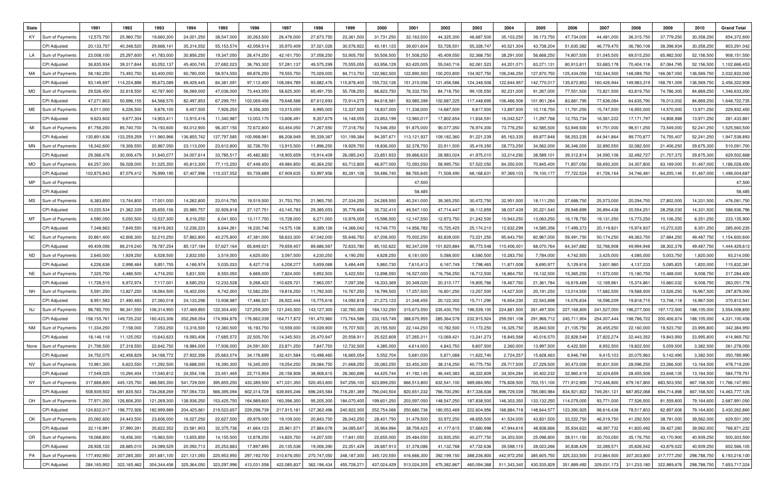| State | | 1991 | 1992 | 1993 | 1994 | 1995 | 1996 | 1997 | 1998 | 1999 | 2000 | 2001 | 2002 | 2003 | 2004 | 2005 | 2006 | 2007 | 2008 | 2009 | 2010 | Grand Total |
|---|---|---|---|---|---|---|---|---|---|---|---|---|---|---|---|---|---|---|---|---|---|---|
| KY | Sum of Payments | 12,575,750 | 25,960,750 | 19,660,300 | 24,001,250 | 38,547,000 | 30,263,500 | 26,476,000 | 27,673,750 | 23,361,500 | 31,731,250 | 32,163,500 | 44,325,300 | 46,687,500 | 35,103,250 | 39,173,750 | 47,734,000 | 44,481,000 | 36,315,750 | 37,779,250 | 30,358,250 | 654,372,600 |
| | CPI Adjusted | 20,133,757 | 40,348,520 | 29,668,141 | 35,314,552 | 55,153,574 | 42,059,514 | 35,970,409 | 37,021,026 | 30,576,922 | 40,181,123 | 39,601,604 | 53,726,501 | 55,328,747 | 40,521,304 | 43,736,204 | 51,630,382 | 46,779,470 | 36,780,106 | 38,398,934 | 30,358,250 | 803,291,042 |
| LA | Sum of Payments | 23,008,100 | 25,297,600 | 41,783,000 | 30,856,250 | 19,347,050 | 26,474,250 | 42,161,750 | 37,058,250 | 53,905,750 | 50,506,500 | 51,508,250 | 45,409,550 | 52,368,750 | 38,291,000 | 56,668,250 | 74,807,500 | 51,045,500 | 69,515,250 | 65,982,500 | 52,156,500 | 908,151,550 |
| | CPI Adjusted | 36,835,934 | 39,317,844 | 63,052,137 | 45,400,745 | 27,682,023 | 36,793,302 | 57,281,137 | 49,575,299 | 70,555,055 | 63,956,129 | 63,420,005 | 55,040,716 | 62,061,523 | 44,201,071 | 63,271,131 | 80,913,811 | 53,683,178 | 70,404,116 | 67,064,795 | 52,156,500 | 1,102,666,453 |
| MA | Sum of Payments | 58,182,250 | 73,493,750 | 63,400,050 | 60,780,000 | 58,974,550 | 69,876,250 | 79,555,750 | 70,029,000 | 84,713,750 | 122,982,500 | 122,890,500 | 100,203,800 | 104,927,750 | 106,246,250 | 127,870,750 | 125,434,050 | 152,544,500 | 148,089,750 | 166,067,050 | 136,569,750 | 2,032,832,000 |
| | CPI Adjusted | 93,149,697 | 114,224,898 | 95,673,089 | 89,429,445 | 84,381,591 | 97,112,400 | 108,084,789 | 93,682,476 | 110,878,400 | 155,732,126 | 151,310,056 | 121,456,586 | 124,348,508 | 122,644,957 | 142,770,017 | 135,672,853 | 160,426,944 | 149,983,319 | 168,791,009 | 136,569,750 | 2,456,322,908 |
| MD | Sum of Payments | 29,526,450 | 32,618,550 | 42,787,900 | 56,069,000 | 47,036,000 | 73,443,050 | 58,625,300 | 65,491,750 | 55,708,250 | 66,823,750 | 76,332,750 | 84,718,750 | 99,105,550 | 92,231,000 | 91,267,000 | 77,551,500 | 73,821,500 | 63,819,750 | 74,786,300 | 84,869,250 | 1,346,633,350 |
| | CPI Adjusted | 47,271,803 | 50,696,155 | 64,568,570 | 82,497,853 | 67,299,751 | 102,069,456 | 79,648,588 | 87,612,693 | 72,914,275 | 84,618,581 | 93,985,399 | 102,687,225 | 117,448,695 | 106,466,506 | 101,901,264 | 83,881,795 | 77,636,084 | 64,635,790 | 76,013,002 | 84,869,250 | 1,648,722,735 |
| ME | Sum of Payments | 6,011,000 | 6,226,500 | 9,876,100 | 9,457,500 | 7,926,250 | 9,356,300 | 10,015,050 | 6,995,000 | 12,337,500 | 18,837,000 | 11,338,000 | 14,687,500 | 9,817,500 | 13,897,500 | 10,118,750 | 11,791,250 | 15,747,500 | 16,955,000 | 14,570,000 | 13,971,250 | 229,932,450 |
| | CPI Adjusted | 9,623,602 | 9,677,304 | 14,903,411 | 13,915,416 | 11,340,987 | 13,003,170 | 13,606,491 | 9,357,679 | 16,148,055 | 23,853,199 | 13,960,017 | 17,802,654 | 11,634,591 | 16,042,527 | 11,297,768 | 12,753,734 | 16,561,222 | 17,171,797 | 14,808,988 | 13,971,250 | 281,433,861 |
| MI | Sum of Payments | 81,756,250 | 85,740,700 | 74,193,600 | 93,012,900 | 96,307,150 | 72,672,800 | 63,454,050 | 71,267,550 | 77,318,750 | 74,546,350 | 91,875,000 | 90,077,350 | 76,974,300 | 73,776,250 | 62,585,500 | 53,949,500 | 61,751,000 | 98,511,250 | 73,549,000 | 52,241,250 | 1,525,560,500 |
| | CPI Adjusted | 130,891,636 | 133,259,259 | 111,960,966 | 136,855,742 | 137,797,585 | 100,998,981 | 86,208,949 | 95,339,367 | 101,199,384 | 94,397,671 | 113,121,937 | 109,182,360 | 91,221,239 | 85,163,335 | 69,877,848 | 58,353,235 | 64,941,864 | 99,770,877 | 74,755,407 | 52,241,250 | 1,947,538,893 |
| MN | Sum of Payments | 18,342,600 | 19,306,550 | 20,967,050 | 23,113,000 | 23,612,800 | 32,726,750 | 13,915,500 | 11,896,250 | 19,929,750 | 18,836,000 | 32,378,750 | 23,911,500 | 35,419,350 | 28,773,250 | 34,562,000 | 36,346,000 | 32,890,550 | 32,082,500 | 21,406,250 | 29,675,300 | 510,091,700 |
| | CPI Adjusted | 29,366,476 | 30,006,479 | 31,640,077 | 34,007,614 | 33,785,517 | 45,482,882 | 18,905,659 | 15,914,409 | 26,085,243 | 23,851,933 | 39,866,633 | 28,983,024 | 41,975,010 | 33,214,292 | 38,589,101 | 39,312,814 | 34,590,106 | 32,492,727 | 21,757,372 | 29,675,300 | 629,502,668 |
| MO | Sum of Payments | 64,257,300 | 56,028,000 | 51,025,350 | 45,813,300 | 77,115,250 | 67,449,450 | 49,984,850 | 40,364,250 | 63,712,800 | 46,977,000 | 72,093,550 | 58,995,750 | 57,522,050 | 84,350,000 | 70,845,400 | 71,857,050 | 58,693,300 | 34,307,800 | 63,169,000 | 51,467,000 | 1,186,028,450 |
| | CPI Adjusted | 102,875,843 | 87,079,412 | 76,999,195 | 67,407,996 | 110,337,552 | 93,739,689 | 67,909,635 | 53,997,956 | 83,391,106 | 59,486,740 | 88,765,845 | 71,508,490 | 68,168,631 | 97,369,103 | 79,100,177 | 77,722,524 | 61,726,164 | 34,746,481 | 64,205,146 | 51,467,000 | 1,498,004,687 |
| MP | Sum of Payments | | | | | | | | | | | 47,500 | | | | | | | | | | 47,500 |
| | CPI Adjusted | | | | | | | | | | | 58,485 | | | | | | | | | | 58,485 |
| MS | Sum of Payments | 6,383,850 | 13,744,800 | 17,001,000 | 14,262,800 | 23,014,750 | 19,519,500 | 31,753,750 | 21,965,750 | 27,334,250 | 24,269,550 | 40,241,000 | 39,365,250 | 30,472,750 | 32,951,500 | 18,111,250 | 27,688,750 | 25,573,000 | 20,294,750 | 27,802,000 | 14,331,500 | 476,081,750 |
| | CPI Adjusted | 10,220,534 | 21,362,339 | 25,655,156 | 20,985,757 | 32,929,818 | 27,127,751 | 43,140,783 | 29,385,053 | 35,776,694 | 30,732,410 | 49,547,100 | 47,714,447 | 36,112,859 | 38,037,439 | 20,221,540 | 29,948,899 | 26,894,436 | 20,554,251 | 28,258,030 | 14,331,500 | 588,936,796 |
| MT | Sum of Payments | 4,590,050 | 5,050,500 | 12,537,300 | 8,316,250 | 6,041,500 | 13,117,750 | 10,728,000 | 6,271,000 | 10,976,000 | 15,596,500 | 12,147,550 | 12,973,750 | 21,242,500 | 10,943,250 | 13,063,250 | 16,178,750 | 19,131,250 | 15,773,250 | 10,106,250 | 8,351,250 | 233,135,900 |
| | CPI Adjusted | 7,348,663 | 7,849,550 | 18,919,263 | 12,236,223 | 8,644,261 | 18,230,746 | 14,575,108 | 8,389,136 | 14,366,042 | 19,749,770 | 14,956,782 | 15,725,425 | 25,174,210 | 12,632,299 | 14,585,356 | 17,499,373 | 20,119,821 | 15,974,937 | 10,272,020 | 8,351,250 | 285,600,235 |
| NC | Sum of Payments | 30,861,400 | 42,606,300 | 52,210,250 | 57,862,800 | 40,275,800 | 47,381,000 | 58,633,300 | 67,042,000 | 55,646,750 | 67,206,000 | 75,002,250 | 83,839,000 | 73,221,250 | 95,643,750 | 60,967,000 | 59,491,750 | 50,174,250 | 49,363,750 | 37,684,250 | 49,487,750 | 1,154,600,600 |
| | CPI Adjusted | 49,409,056 | 66,219,240 | 78,787,254 | 85,137,184 | 57,627,164 | 65,849,021 | 79,659,457 | 89,686,567 | 72,833,780 | 85,102,622 | 92,347,209 | 101,620,884 | 86,773,548 | 110,406,001 | 68,070,764 | 64,347,882 | 52,766,908 | 49,994,946 | 38,302,376 | 49,487,750 | 1,444,429,613 |
| ND | Sum of Payments | 2,640,000 | 1,929,250 | 6,528,500 | 2,832,050 | 3,519,000 | 4,625,000 | 3,097,500 | 4,230,250 | 4,190,250 | 4,628,250 | 6,181,000 | 5,088,500 | 6,580,500 | 10,283,750 | 7,784,000 | 4,742,500 | 3,425,000 | 4,085,000 | 5,003,750 | 1,820,000 | 93,214,050 |
| | CPI Adjusted | 4,226,636 | 2,998,464 | 9,851,755 | 4,166,974 | 5,035,033 | 6,427,718 | 4,208,277 | 5,659,088 | 5,484,449 | 5,860,730 | 7,610,413 | 6,167,749 | 7,798,465 | 11,871,008 | 8,690,977 | 5,129,616 | 3,601,980 | 4,137,233 | 5,085,825 | 1,820,000 | 115,832,391 |
| NE | Sum of Payments | 7,325,750 | 4,486,500 | 4,716,250 | 5,831,500 | 8,550,050 | 6,669,000 | 7,824,000 | 5,952,500 | 5,422,550 | 12,898,550 | 16,527,000 | 16,756,250 | 16,712,500 | 16,864,750 | 19,132,500 | 15,365,250 | 11,572,000 | 15,180,750 | 10,488,000 | 9,008,750 | 217,284,400 |
| | CPI Adjusted | 11,728,515 | 6,972,974 | 7,117,001 | 8,580,253 | 12,233,528 | 9,268,422 | 10,629,721 | 7,963,057 | 7,097,356 | 16,333,369 | 20,349,020 | 20,310,177 | 19,805,766 | 19,467,760 | 21,361,784 | 16,619,469 | 12,169,961 | 15,374,861 | 10,660,032 | 9,008,750 | 263,051,778 |
| NH | Sum of Payments | 5,591,250 | 13,827,250 | 18,064,500 | 16,402,000 | 9,742,000 | 12,582,250 | 19,816,250 | 11,792,500 | 10,767,250 | 16,799,500 | 17,257,500 | 16,601,250 | 13,257,500 | 14,427,500 | 20,191,250 | 13,014,500 | 17,682,500 | 19,568,500 | 13,526,250 | 16,967,500 | 297,879,000 |
| | CPI Adjusted | 8,951,583 | 21,490,483 | 27,260,018 | 24,133,296 | 13,938,987 | 17,486,521 | 26,922,444 | 15,775,616 | 14,092,818 | 21,273,123 | 21,248,455 | 20,122,302 | 15,711,290 | 16,654,330 | 22,543,898 | 14,076,834 | 18,596,209 | 19,818,715 | 13,748,118 | 16,967,500 | 370,812,541 |
| NJ | Sum of Payments | 98,785,700 | 96,341,550 | 106,314,950 | 137,469,850 | 122,304,450 | 127,259,300 | 121,240,500 | 143,127,300 | 132,760,300 | 184,132,250 | 315,673,550 | 235,430,750 | 196,539,100 | 224,881,500 | 261,497,500 | 227,168,800 | 241,527,000 | 196,277,000 | 197,172,500 | 188,105,000 | 3,554,008,850 |
| | CPI Adjusted | 158,155,761 | 149,735,232 | 160,433,306 | 202,268,054 | 174,994,876 | 176,862,039 | 164,717,872 | 191,470,960 | 173,764,586 | 233,165,749 | 388,675,955 | 285,364,578 | 232,915,924 | 259,591,108 | 291,966,712 | 245,711,904 | 254,007,444 | 198,786,722 | 200,406,674 | 188,105,000 | 4,331,100,456 |
| NM | Sum of Payments | 11,334,250 | 7,158,000 | 7,053,250 | 13,316,500 | 12,360,500 | 16,193,750 | 10,559,000 | 19,039,900 | 15,707,500 | 20,155,500 | 22,144,250 | 10,782,500 | 11,173,250 | 16,325,750 | 35,840,500 | 21,105,750 | 26,455,250 | 22,160,000 | 19,523,750 | 23,995,800 | 342,384,950 |
| | CPI Adjusted | 18,146,118 | 11,125,052 | 10,643,623 | 19,593,406 | 17,685,572 | 22,505,700 | 14,345,503 | 25,470,947 | 20,558,911 | 25,522,809 | 27,265,311 | 13,069,421 | 13,241,273 | 18,845,568 | 40,016,570 | 22,828,549 | 27,822,274 | 22,443,352 | 19,843,993 | 23,995,800 | 414,969,752 |
| None | Sum of Payments | 21,706,500 | 27,318,550 | 22,642,750 | 18,984,000 | 17,936,000 | 24,591,500 | 23,871,250 | 7,847,750 | 12,732,500 | 4,385,000 | 4,614,000 | 4,843,750 | 9,807,500 | 2,360,000 | 13,997,500 | 6,422,500 | 8,952,500 | 19,822,500 | 5,059,500 | 3,382,500 | 261,278,050 |
| | CPI Adjusted | 34,752,075 | 42,458,829 | 34,168,772 | 27,932,356 | 25,663,074 | 34,176,699 | 32,431,584 | 10,498,460 | 16,665,054 | 5,552,704 | 5,681,030 | 5,871,088 | 11,622,740 | 2,724,257 | 15,628,463 | 6,946,749 | 9,415,103 | 20,075,963 | 5,142,490 | 3,382,500 | 350,789,990 |
| NV | Sum of Payments | 10,961,300 | 6,623,550 | 11,292,500 | 16,688,000 | 16,390,300 | 16,345,000 | 19,254,250 | 29,084,750 | 21,668,250 | 35,083,250 | 33,455,300 | 38,318,250 | 40,775,750 | 29,717,500 | 27,229,500 | 30,473,000 | 30,831,500 | 28,096,250 | 23,266,500 | 13,164,500 | 478,719,200 |
| | CPI Adjusted | 17,549,025 | 10,294,404 | 17,040,812 | 24,554,106 | 23,451,465 | 22,715,904 | 26,158,908 | 38,908,615 | 28,360,696 | 44,425,744 | 41,192,145 | 46,445,383 | 48,322,809 | 34,304,284 | 30,402,232 | 32,960,419 | 32,424,659 | 28,455,506 | 23,648,135 | 13,164,500 | 584,779,751 |
| NY | Sum of Payments | 317,888,800 | 445,135,750 | 486,580,350 | 541,739,000 | 395,855,250 | 433,389,500 | 471,031,350 | 520,453,600 | 547,256,100 | 623,899,250 | 666,513,800 | 632,541,100 | 689,684,950 | 776,828,500 | 703,151,100 | 771,912,900 | 712,446,800 | 679,167,800 | 683,503,550 | 667,168,500 | 11,766,147,950 |
| | CPI Adjusted | 508,939,502 | 691,835,503 | 734,268,269 | 797,094,733 | 566,395,094 | 602,314,728 | 639,945,246 | 696,245,584 | 716,281,369 | 790,040,504 | 820,651,232 | 766,700,290 | 817,336,638 | 896,729,039 | 785,080,984 | 834,921,822 | 749,261,121 | 687,852,068 | 694,714,898 | 667,168,500 | 14,463,777,126 |
| OH | Sum of Payments | 77,971,350 | 126,606,200 | 121,269,300 | 138,936,250 | 153,425,750 | 164,989,600 | 160,396,350 | 95,205,300 | 184,070,400 | 199,601,250 | 203,597,050 | 148,547,250 | 187,838,500 | 146,303,350 | 133,132,250 | 114,079,000 | 93,771,000 | 77,526,500 | 81,559,800 | 79,164,600 | 2,687,991,050 |
| | CPI Adjusted | 124,832,017 | 196,772,926 | 182,999,989 | 204,425,661 | 219,523,657 | 229,298,739 | 217,915,181 | 127,362,496 | 240,922,300 | 252,754,066 | 250,680,736 | 180,053,469 | 222,604,956 | 168,884,718 | 148,644,577 | 123,390,925 | 98,616,436 | 78,517,803 | 82,897,606 | 79,164,600 | 3,430,262,860 |
| OK | Sum of Payments | 20,060,600 | 24,443,500 | 23,606,000 | 16,027,250 | 22,627,500 | 29,979,000 | 19,109,000 | 20,843,750 | 26,042,250 | 28,401,750 | 31,479,500 | 33,972,250 | 48,655,500 | 41,534,000 | 43,831,500 | 33,222,750 | 46,019,750 | 41,292,500 | 38,791,000 | 39,562,000 | 629,501,350 |
| | CPI Adjusted | 32,116,991 | 37,990,391 | 35,622,352 | 23,581,903 | 32,375,736 | 41,664,123 | 25,961,571 | 27,884,078 | 34,085,647 | 35,964,994 | 38,759,423 | 41,177,615 | 57,660,998 | 47,944,616 | 48,938,666 | 35,934,623 | 48,397,732 | 41,820,492 | 39,427,280 | 39,562,000 | 766,871,232 |
| OR | Sum of Payments | 18,068,800 | 18,456,300 | 15,963,500 | 13,655,850 | 14,155,500 | 12,878,250 | 14,820,750 | 14,207,550 | 17,841,050 | 22,655,000 | 25,484,550 | 33,935,250 | 40,277,750 | 34,303,500 | 25,098,800 | 28,511,150 | 30,703,050 | 35,176,750 | 43,170,900 | 40,939,250 | 500,303,500 |
| | CPI Adjusted | 28,928,122 | 28,685,010 | 24,089,529 | 20,092,713 | 20,253,883 | 17,897,895 | 20,135,536 | 19,006,390 | 23,351,429 | 28,687,913 | 31,378,086 | 41,132,768 | 47,732,636 | 39,598,115 | 28,023,266 | 30,838,429 | 32,289,571 | 35,626,542 | 43,879,022 | 40,939,250 | 602,566,105 |
| PA | Sum of Payments | 177,492,950 | 207,285,350 | 201,681,100 | 221,131,050 | 225,953,950 | 297,192,700 | 310,676,050 | 270,747,050 | 348,187,300 | 345,120,550 | 416,666,300 | 392,199,150 | 388,236,800 | 442,972,250 | 385,605,750 | 325,333,500 | 312,864,500 | 307,303,800 | 317,777,250 | 298,788,750 | 6,193,216,100 |
| | CPI Adjusted | 284,165,952 | 322,165,462 | 304,344,456 | 325,364,050 | 323,297,996 | 413,031,558 | 422,085,837 | 362,196,434 | 455,728,271 | 437,024,429 | 513,024,205 | 475,382,867 | 460,094,368 | 511,343,340 | 430,535,829 | 351,889,492 | 329,031,173 | 311,233,180 | 322,989,676 | 298,788,750 | 7,653,717,324 |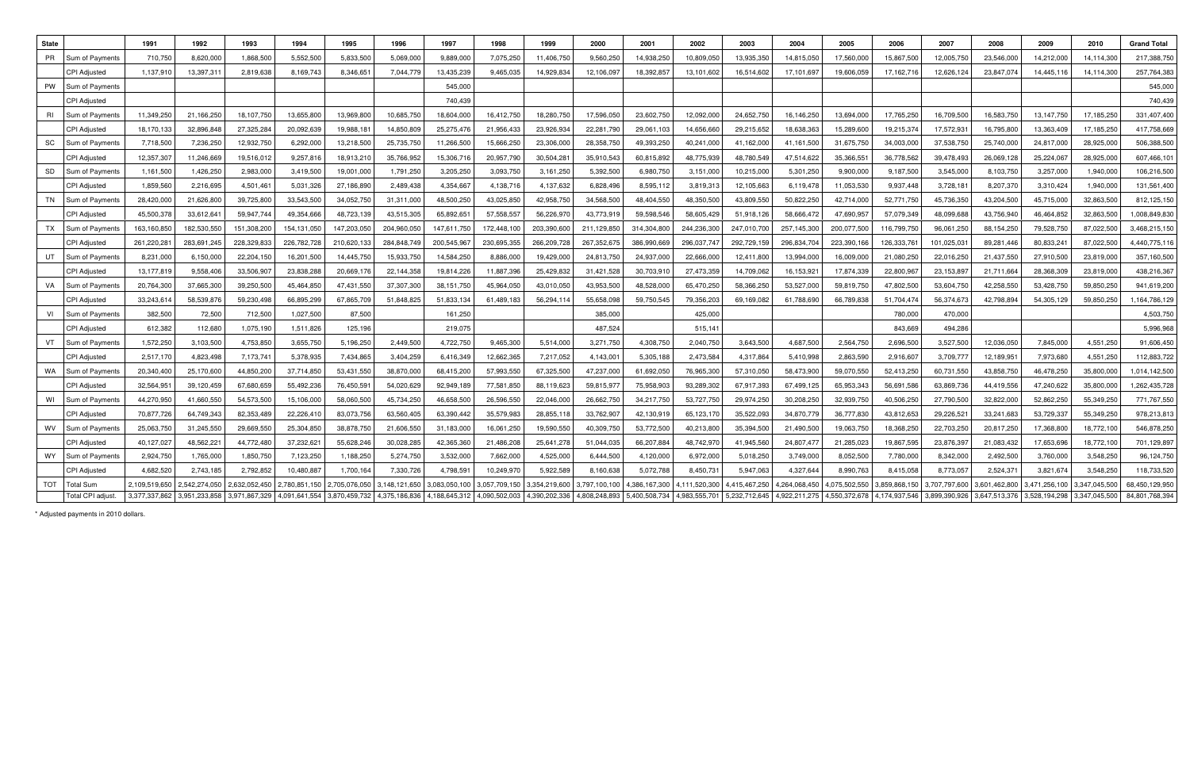| State | | 1991 | 1992 | 1993 | 1994 | 1995 | 1996 | 1997 | 1998 | 1999 | 2000 | 2001 | 2002 | 2003 | 2004 | 2005 | 2006 | 2007 | 2008 | 2009 | 2010 | Grand Total |
|---|---|---|---|---|---|---|---|---|---|---|---|---|---|---|---|---|---|---|---|---|---|---|
| PR | Sum of Payments | 710,750 | 8,620,000 | 1,868,500 | 5,552,500 | 5,833,500 | 5,069,000 | 9,889,000 | 7,075,250 | 11,406,750 | 9,560,250 | 14,938,250 | 10,809,050 | 13,935,350 | 14,815,050 | 17,560,000 | 15,867,500 | 12,005,750 | 23,546,000 | 14,212,000 | 14,114,300 | 217,388,750 |
| | CPI Adjusted | 1,137,910 | 13,397,311 | 2,819,638 | 8,169,743 | 8,346,651 | 7,044,779 | 13,435,239 | 9,465,035 | 14,929,834 | 12,106,097 | 18,392,857 | 13,101,602 | 16,514,602 | 17,101,697 | 19,606,059 | 17,162,716 | 12,626,124 | 23,847,074 | 14,445,116 | 14,114,300 | 257,764,383 |
| PW | Sum of Payments | | | | | | | 545,000 | | | | | | | | | | | | | | 545,000 |
| | CPI Adjusted | | | | | | | 740,439 | | | | | | | | | | | | | | 740,439 |
| RI | Sum of Payments | 11,349,250 | 21,166,250 | 18,107,750 | 13,655,800 | 13,969,800 | 10,685,750 | 18,604,000 | 16,412,750 | 18,280,750 | 17,596,050 | 23,602,750 | 12,092,000 | 24,652,750 | 16,146,250 | 13,694,000 | 17,765,250 | 16,709,500 | 16,583,750 | 13,147,750 | 17,185,250 | 331,407,400 |
| | CPI Adjusted | 18,170,133 | 32,896,848 | 27,325,284 | 20,092,639 | 19,988,181 | 14,850,809 | 25,275,476 | 21,956,433 | 23,926,934 | 22,281,790 | 29,061,103 | 14,656,660 | 29,215,652 | 18,638,363 | 15,289,600 | 19,215,374 | 17,572,931 | 16,795,800 | 13,363,409 | 17,185,250 | 417,758,669 |
| SC | Sum of Payments | 7,718,500 | 7,236,250 | 12,932,750 | 6,292,000 | 13,218,500 | 25,735,750 | 11,266,500 | 15,666,250 | 23,306,000 | 28,358,750 | 49,393,250 | 40,241,000 | 41,162,000 | 41,161,500 | 31,675,750 | 34,003,000 | 37,538,750 | 25,740,000 | 24,817,000 | 28,925,000 | 506,388,500 |
| | CPI Adjusted | 12,357,307 | 11,246,669 | 19,516,012 | 9,257,816 | 18,913,210 | 35,766,952 | 15,306,716 | 20,957,790 | 30,504,281 | 35,910,543 | 60,815,892 | 48,775,939 | 48,780,549 | 47,514,622 | 35,366,551 | 36,778,562 | 39,478,493 | 26,069,128 | 25,224,067 | 28,925,000 | 607,466,101 |
| SD | Sum of Payments | 1,161,500 | 1,426,250 | 2,983,000 | 3,419,500 | 19,001,000 | 1,791,250 | 3,205,250 | 3,093,750 | 3,161,250 | 5,392,500 | 6,980,750 | 3,151,000 | 10,215,000 | 5,301,250 | 9,900,000 | 9,187,500 | 3,545,000 | 8,103,750 | 3,257,000 | 1,940,000 | 106,216,500 |
| | CPI Adjusted | 1,859,560 | 2,216,695 | 4,501,461 | 5,031,326 | 27,186,890 | 2,489,438 | 4,354,667 | 4,138,716 | 4,137,632 | 6,828,496 | 8,595,112 | 3,819,313 | 12,105,663 | 6,119,478 | 11,053,530 | 9,937,448 | 3,728,181 | 8,207,370 | 3,310,424 | 1,940,000 | 131,561,400 |
| TN | Sum of Payments | 28,420,000 | 21,626,800 | 39,725,800 | 33,543,500 | 34,052,750 | 31,311,000 | 48,500,250 | 43,025,850 | 42,958,750 | 34,568,500 | 48,404,550 | 48,350,500 | 43,809,550 | 50,822,250 | 42,714,000 | 52,771,750 | 45,736,350 | 43,204,500 | 45,715,000 | 32,863,500 | 812,125,150 |
| | CPI Adjusted | 45,500,378 | 33,612,641 | 59,947,744 | 49,354,666 | 48,723,139 | 43,515,305 | 65,892,651 | 57,558,557 | 56,226,970 | 43,773,919 | 59,598,546 | 58,605,429 | 51,918,126 | 58,666,472 | 47,690,957 | 57,079,349 | 48,099,688 | 43,756,940 | 46,464,852 | 32,863,500 | 1,008,849,830 |
| TX | Sum of Payments | 163,160,850 | 182,530,550 | 151,308,200 | 154,131,050 | 147,203,050 | 204,960,050 | 147,611,750 | 172,448,100 | 203,390,600 | 211,129,850 | 314,304,800 | 244,236,300 | 247,010,700 | 257,145,300 | 200,077,500 | 116,799,750 | 96,061,250 | 88,154,250 | 79,528,750 | 87,022,500 | 3,468,215,150 |
| | CPI Adjusted | 261,220,281 | 283,691,245 | 228,329,833 | 226,782,728 | 210,620,133 | 284,848,749 | 200,545,967 | 230,695,355 | 266,209,728 | 267,352,675 | 386,990,669 | 296,037,747 | 292,729,159 | 296,834,704 | 223,390,166 | 126,333,761 | 101,025,031 | 89,281,446 | 80,833,241 | 87,022,500 | 4,440,775,116 |
| UT | Sum of Payments | 8,231,000 | 6,150,000 | 22,204,150 | 16,201,500 | 14,445,750 | 15,933,750 | 14,584,250 | 8,886,000 | 19,429,000 | 24,813,750 | 24,937,000 | 22,666,000 | 12,411,800 | 13,994,000 | 16,009,000 | 21,080,250 | 22,016,250 | 21,437,550 | 27,910,500 | 23,819,000 | 357,160,500 |
| | CPI Adjusted | 13,177,819 | 9,558,406 | 33,506,907 | 23,838,288 | 20,669,176 | 22,144,358 | 19,814,226 | 11,887,396 | 25,429,832 | 31,421,528 | 30,703,910 | 27,473,359 | 14,709,062 | 16,153,921 | 17,874,339 | 22,800,967 | 23,153,897 | 21,711,664 | 28,368,309 | 23,819,000 | 438,216,367 |
| VA | Sum of Payments | 20,764,300 | 37,665,300 | 39,250,500 | 45,464,850 | 47,431,550 | 37,307,300 | 38,151,750 | 45,964,050 | 43,010,050 | 43,953,500 | 48,528,000 | 65,470,250 | 58,366,250 | 53,527,000 | 59,819,750 | 47,802,500 | 53,604,750 | 42,258,550 | 53,428,750 | 59,850,250 | 941,619,200 |
| | CPI Adjusted | 33,243,614 | 58,539,876 | 59,230,498 | 66,895,299 | 67,865,709 | 51,848,825 | 51,833,134 | 61,489,183 | 56,294,114 | 55,658,098 | 59,750,545 | 79,356,203 | 69,169,082 | 61,788,690 | 66,789,838 | 51,704,474 | 56,374,673 | 42,798,894 | 54,305,129 | 59,850,250 | 1,164,786,129 |
| VI | Sum of Payments | 382,500 | 72,500 | 712,500 | 1,027,500 | 87,500 | | 161,250 | | | 385,000 | | 425,000 | | | | 780,000 | 470,000 | | | | 4,503,750 |
| | CPI Adjusted | 612,382 | 112,680 | 1,075,190 | 1,511,826 | 125,196 | | 219,075 | | | 487,524 | | 515,141 | | | | 843,669 | 494,286 | | | | 5,996,968 |
| VT | Sum of Payments | 1,572,250 | 3,103,500 | 4,753,850 | 3,655,750 | 5,196,250 | 2,449,500 | 4,722,750 | 9,465,300 | 5,514,000 | 3,271,750 | 4,308,750 | 2,040,750 | 3,643,500 | 4,687,500 | 2,564,750 | 2,696,500 | 3,527,500 | 12,036,050 | 7,845,000 | 4,551,250 | 91,606,450 |
| | CPI Adjusted | 2,517,170 | 4,823,498 | 7,173,741 | 5,378,935 | 7,434,865 | 3,404,259 | 6,416,349 | 12,662,365 | 7,217,052 | 4,143,001 | 5,305,188 | 2,473,584 | 4,317,864 | 5,410,998 | 2,863,590 | 2,916,607 | 3,709,777 | 12,189,951 | 7,973,680 | 4,551,250 | 112,883,722 |
| WA | Sum of Payments | 20,340,400 | 25,170,600 | 44,850,200 | 37,714,850 | 53,431,550 | 38,870,000 | 68,415,200 | 57,993,550 | 67,325,500 | 47,237,000 | 61,692,050 | 76,965,300 | 57,310,050 | 58,473,900 | 59,070,550 | 52,413,250 | 60,731,550 | 43,858,750 | 46,478,250 | 35,800,000 | 1,014,142,500 |
| | CPI Adjusted | 32,564,951 | 39,120,459 | 67,680,659 | 55,492,236 | 76,450,591 | 54,020,629 | 92,949,189 | 77,581,850 | 88,119,623 | 59,815,977 | 75,958,903 | 93,289,302 | 67,917,393 | 67,499,125 | 65,953,343 | 56,691,586 | 63,869,736 | 44,419,556 | 47,240,622 | 35,800,000 | 1,262,435,728 |
| WI | Sum of Payments | 44,270,950 | 41,660,550 | 54,573,500 | 15,106,000 | 58,060,500 | 45,734,250 | 46,658,500 | 26,596,550 | 22,046,000 | 26,662,750 | 34,217,750 | 53,727,750 | 29,974,250 | 30,208,250 | 32,939,750 | 40,506,250 | 27,790,500 | 32,822,000 | 52,862,250 | 55,349,250 | 771,767,550 |
| | CPI Adjusted | 70,877,726 | 64,749,343 | 82,353,489 | 22,226,410 | 83,073,756 | 63,560,405 | 63,390,442 | 35,579,983 | 28,855,118 | 33,762,907 | 42,130,919 | 65,123,170 | 35,522,093 | 34,870,779 | 36,777,830 | 43,812,653 | 29,226,521 | 33,241,683 | 53,729,337 | 55,349,250 | 978,213,813 |
| WV | Sum of Payments | 25,063,750 | 31,245,550 | 29,669,550 | 25,304,850 | 38,878,750 | 21,606,550 | 31,183,000 | 16,061,250 | 19,590,550 | 40,309,750 | 53,772,500 | 40,213,800 | 35,394,500 | 21,490,500 | 19,063,750 | 18,368,250 | 22,703,250 | 20,817,250 | 17,368,800 | 18,772,100 | 546,878,250 |
| | CPI Adjusted | 40,127,027 | 48,562,221 | 44,772,480 | 37,232,621 | 55,628,246 | 30,028,285 | 42,365,360 | 21,486,208 | 25,641,278 | 51,044,035 | 66,207,884 | 48,742,970 | 41,945,560 | 24,807,477 | 21,285,023 | 19,867,595 | 23,876,397 | 21,083,432 | 17,653,696 | 18,772,100 | 701,129,897 |
| WY | Sum of Payments | 2,924,750 | 1,765,000 | 1,850,750 | 7,123,250 | 1,188,250 | 5,274,750 | 3,532,000 | 7,662,000 | 4,525,000 | 6,444,500 | 4,120,000 | 6,972,000 | 5,018,250 | 3,749,000 | 8,052,500 | 7,780,000 | 8,342,000 | 2,492,500 | 3,760,000 | 3,548,250 | 96,124,750 |
| | CPI Adjusted | 4,682,520 | 2,743,185 | 2,792,852 | 10,480,887 | 1,700,164 | 7,330,726 | 4,798,591 | 10,249,970 | 5,922,589 | 8,160,638 | 5,072,788 | 8,450,731 | 5,947,063 | 4,327,644 | 8,990,763 | 8,415,058 | 8,773,057 | 2,524,371 | 3,821,674 | 3,548,250 | 118,733,520 |
| TOT | Total Sum | 2,109,519,650 | 2,542,274,050 | 2,632,052,450 | 2,780,851,150 | 2,705,076,050 | 3,148,121,650 | 3,083,050,100 | 3,057,709,150 | 3,354,219,600 | 3,797,100,100 | 4,386,167,300 | 4,111,520,300 | 4,415,467,250 | 4,264,068,450 | 4,075,502,550 | 3,859,868,150 | 3,707,797,600 | 3,601,462,800 | 3,471,256,100 | 3,347,045,500 | 68,450,129,950 |
| | Total CPI adjust. | 3,377,337,862 | 3,951,233,858 | 3,971,867,329 | 4,091,641,554 | 3,870,459,732 | 4,375,186,836 | 4,188,645,312 | 4,090,502,003 | 4,390,202,336 | 4,808,248,893 | 5,400,508,734 | 4,983,555,701 | 5,232,712,645 | 4,922,211,275 | 4,550,372,678 | 4,174,937,546 | 3,899,390,926 | 3,647,513,376 | 3,528,194,298 | 3,347,045,500 | 84,801,768,394 |

* Adjusted payments in 2010 dollars.